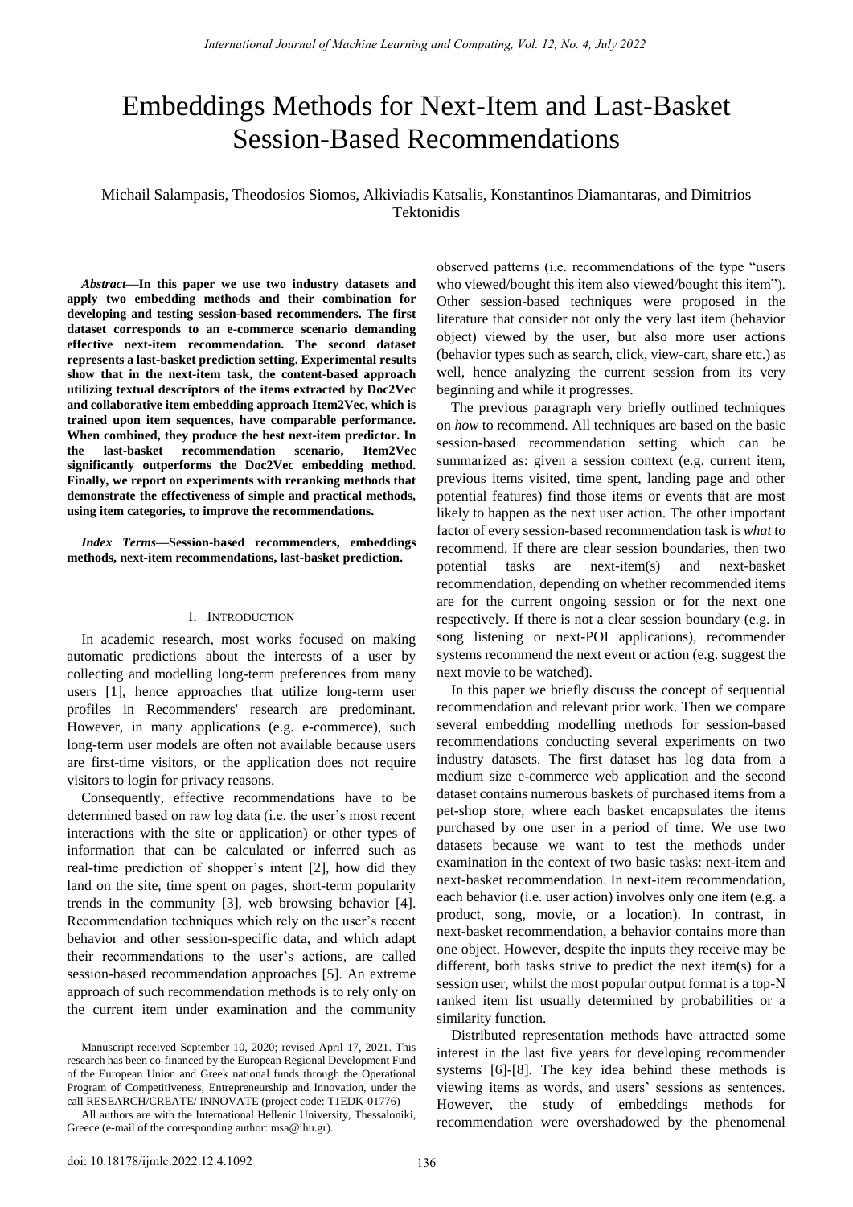# Embeddings Methods for Next-Item and Last-Basket Session-Based Recommendations

Michail Salampasis, Theodosios Siomos, Alkiviadis Katsalis, Konstantinos Diamantaras, and Dimitrios Tektonidis

***Abstract*—In this paper we use two industry datasets and apply two embedding methods and their combination for developing and testing session-based recommenders. The first dataset corresponds to an e-commerce scenario demanding effective next-item recommendation. The second dataset represents a last-basket prediction setting. Experimental results show that in the next-item task, the content-based approach utilizing textual descriptors of the items extracted by Doc2Vec and collaborative item embedding approach Item2Vec, which is trained upon item sequences, have comparable performance. When combined, they produce the best next-item predictor. In the last-basket recommendation scenario, Item2Vec significantly outperforms the Doc2Vec embedding method. Finally, we report on experiments with reranking methods that demonstrate the effectiveness of simple and practical methods, using item categories, to improve the recommendations.**

***Index Terms*—Session-based recommenders, embeddings methods, next-item recommendations, last-basket prediction.**

## I. Introduction

In academic research, most works focused on making automatic predictions about the interests of a user by collecting and modelling long-term preferences from many users [1], hence approaches that utilize long-term user profiles in Recommenders' research are predominant. However, in many applications (e.g. e-commerce), such long-term user models are often not available because users are first-time visitors, or the application does not require visitors to login for privacy reasons.

Consequently, effective recommendations have to be determined based on raw log data (i.e. the user's most recent interactions with the site or application) or other types of information that can be calculated or inferred such as real-time prediction of shopper's intent [2], how did they land on the site, time spent on pages, short-term popularity trends in the community [3], web browsing behavior [4]. Recommendation techniques which rely on the user's recent behavior and other session-specific data, and which adapt their recommendations to the user's actions, are called session-based recommendation approaches [5]. An extreme approach of such recommendation methods is to rely only on the current item under examination and the community observed patterns (i.e. recommendations of the type "users who viewed/bought this item also viewed/bought this item"). Other session-based techniques were proposed in the literature that consider not only the very last item (behavior object) viewed by the user, but also more user actions (behavior types such as search, click, view-cart, share etc.) as well, hence analyzing the current session from its very beginning and while it progresses.

The previous paragraph very briefly outlined techniques on *how* to recommend. All techniques are based on the basic session-based recommendation setting which can be summarized as: given a session context (e.g. current item, previous items visited, time spent, landing page and other potential features) find those items or events that are most likely to happen as the next user action. The other important factor of every session-based recommendation task is *what* to recommend. If there are clear session boundaries, then two potential tasks are next-item(s) and next-basket recommendation, depending on whether recommended items are for the current ongoing session or for the next one respectively. If there is not a clear session boundary (e.g. in song listening or next-POI applications), recommender systems recommend the next event or action (e.g. suggest the next movie to be watched).

In this paper we briefly discuss the concept of sequential recommendation and relevant prior work. Then we compare several embedding modelling methods for session-based recommendations conducting several experiments on two industry datasets. The first dataset has log data from a medium size e-commerce web application and the second dataset contains numerous baskets of purchased items from a pet-shop store, where each basket encapsulates the items purchased by one user in a period of time. We use two datasets because we want to test the methods under examination in the context of two basic tasks: next-item and next-basket recommendation. In next-item recommendation, each behavior (i.e. user action) involves only one item (e.g. a product, song, movie, or a location). In contrast, in next-basket recommendation, a behavior contains more than one object. However, despite the inputs they receive may be different, both tasks strive to predict the next item(s) for a session user, whilst the most popular output format is a top-N ranked item list usually determined by probabilities or a similarity function.

Distributed representation methods have attracted some interest in the last five years for developing recommender systems [6]-[8]. The key idea behind these methods is viewing items as words, and users' sessions as sentences. However, the study of embeddings methods for recommendation were overshadowed by the phenomenal

Manuscript received September 10, 2020; revised April 17, 2021. This research has been co-financed by the European Regional Development Fund of the European Union and Greek national funds through the Operational Program of Competitiveness, Entrepreneurship and Innovation, under the call RESEARCH/CREATE/ INNOVATE (project code: T1EDK-01776)

All authors are with the International Hellenic University, Thessaloniki, Greece (e-mail of the corresponding author: msa@ihu.gr).

doi: 10.18178/ijmlc.2022.12.4.1092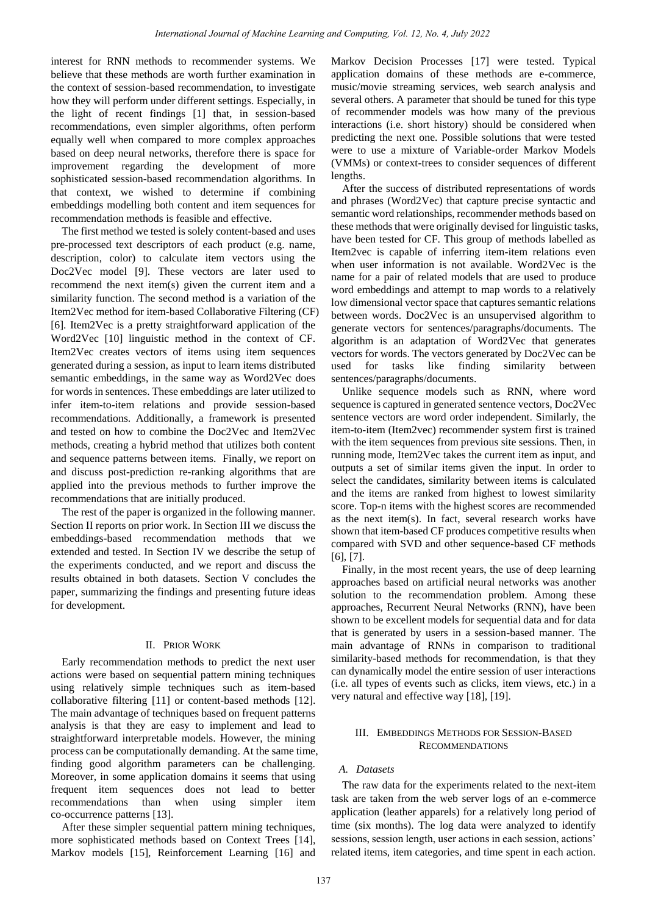interest for RNN methods to recommender systems. We believe that these methods are worth further examination in the context of session-based recommendation, to investigate how they will perform under different settings. Especially, in the light of recent findings [1] that, in session-based recommendations, even simpler algorithms, often perform equally well when compared to more complex approaches based on deep neural networks, therefore there is space for improvement regarding the development of more sophisticated session-based recommendation algorithms. In that context, we wished to determine if combining embeddings modelling both content and item sequences for recommendation methods is feasible and effective.

The first method we tested is solely content-based and uses pre-processed text descriptors of each product (e.g. name, description, color) to calculate item vectors using the Doc2Vec model [9]. These vectors are later used to recommend the next item(s) given the current item and a similarity function. The second method is a variation of the Item2Vec method for item-based Collaborative Filtering (CF) [6]. Item2Vec is a pretty straightforward application of the Word2Vec [10] linguistic method in the context of CF. Item2Vec creates vectors of items using item sequences generated during a session, as input to learn items distributed semantic embeddings, in the same way as Word2Vec does for words in sentences. These embeddings are later utilized to infer item-to-item relations and provide session-based recommendations. Additionally, a framework is presented and tested on how to combine the Doc2Vec and Item2Vec methods, creating a hybrid method that utilizes both content and sequence patterns between items. Finally, we report on and discuss post-prediction re-ranking algorithms that are applied into the previous methods to further improve the recommendations that are initially produced.

The rest of the paper is organized in the following manner. Section II reports on prior work. In Section III we discuss the embeddings-based recommendation methods that we extended and tested. In Section IV we describe the setup of the experiments conducted, and we report and discuss the results obtained in both datasets. Section V concludes the paper, summarizing the findings and presenting future ideas for development.

## II. Prior Work

Early recommendation methods to predict the next user actions were based on sequential pattern mining techniques using relatively simple techniques such as item-based collaborative filtering [11] or content-based methods [12]. The main advantage of techniques based on frequent patterns analysis is that they are easy to implement and lead to straightforward interpretable models. However, the mining process can be computationally demanding. At the same time, finding good algorithm parameters can be challenging. Moreover, in some application domains it seems that using frequent item sequences does not lead to better recommendations than when using simpler item co-occurrence patterns [13].

After these simpler sequential pattern mining techniques, more sophisticated methods based on Context Trees [14], Markov models [15], Reinforcement Learning [16] and Markov Decision Processes [17] were tested. Typical application domains of these methods are e-commerce, music/movie streaming services, web search analysis and several others. A parameter that should be tuned for this type of recommender models was how many of the previous interactions (i.e. short history) should be considered when predicting the next one. Possible solutions that were tested were to use a mixture of Variable-order Markov Models (VMMs) or context-trees to consider sequences of different lengths.

After the success of distributed representations of words and phrases (Word2Vec) that capture precise syntactic and semantic word relationships, recommender methods based on these methods that were originally devised for linguistic tasks, have been tested for CF. This group of methods labelled as Item2vec is capable of inferring item-item relations even when user information is not available. Word2Vec is the name for a pair of related models that are used to produce word embeddings and attempt to map words to a relatively low dimensional vector space that captures semantic relations between words. Doc2Vec is an unsupervised algorithm to generate vectors for sentences/paragraphs/documents. The algorithm is an adaptation of Word2Vec that generates vectors for words. The vectors generated by Doc2Vec can be used for tasks like finding similarity between sentences/paragraphs/documents.

Unlike sequence models such as RNN, where word sequence is captured in generated sentence vectors, Doc2Vec sentence vectors are word order independent. Similarly, the item-to-item (Item2vec) recommender system first is trained with the item sequences from previous site sessions. Then, in running mode, Item2Vec takes the current item as input, and outputs a set of similar items given the input. In order to select the candidates, similarity between items is calculated and the items are ranked from highest to lowest similarity score. Top-n items with the highest scores are recommended as the next item(s). In fact, several research works have shown that item-based CF produces competitive results when compared with SVD and other sequence-based CF methods [6], [7].

Finally, in the most recent years, the use of deep learning approaches based on artificial neural networks was another solution to the recommendation problem. Among these approaches, Recurrent Neural Networks (RNN), have been shown to be excellent models for sequential data and for data that is generated by users in a session-based manner. The main advantage of RNNs in comparison to traditional similarity-based methods for recommendation, is that they can dynamically model the entire session of user interactions (i.e. all types of events such as clicks, item views, etc.) in a very natural and effective way [18], [19].

## III. Embeddings Methods for Session-Based Recommendations

### A. Datasets

The raw data for the experiments related to the next-item task are taken from the web server logs of an e-commerce application (leather apparels) for a relatively long period of time (six months). The log data were analyzed to identify sessions, session length, user actions in each session, actions' related items, item categories, and time spent in each action.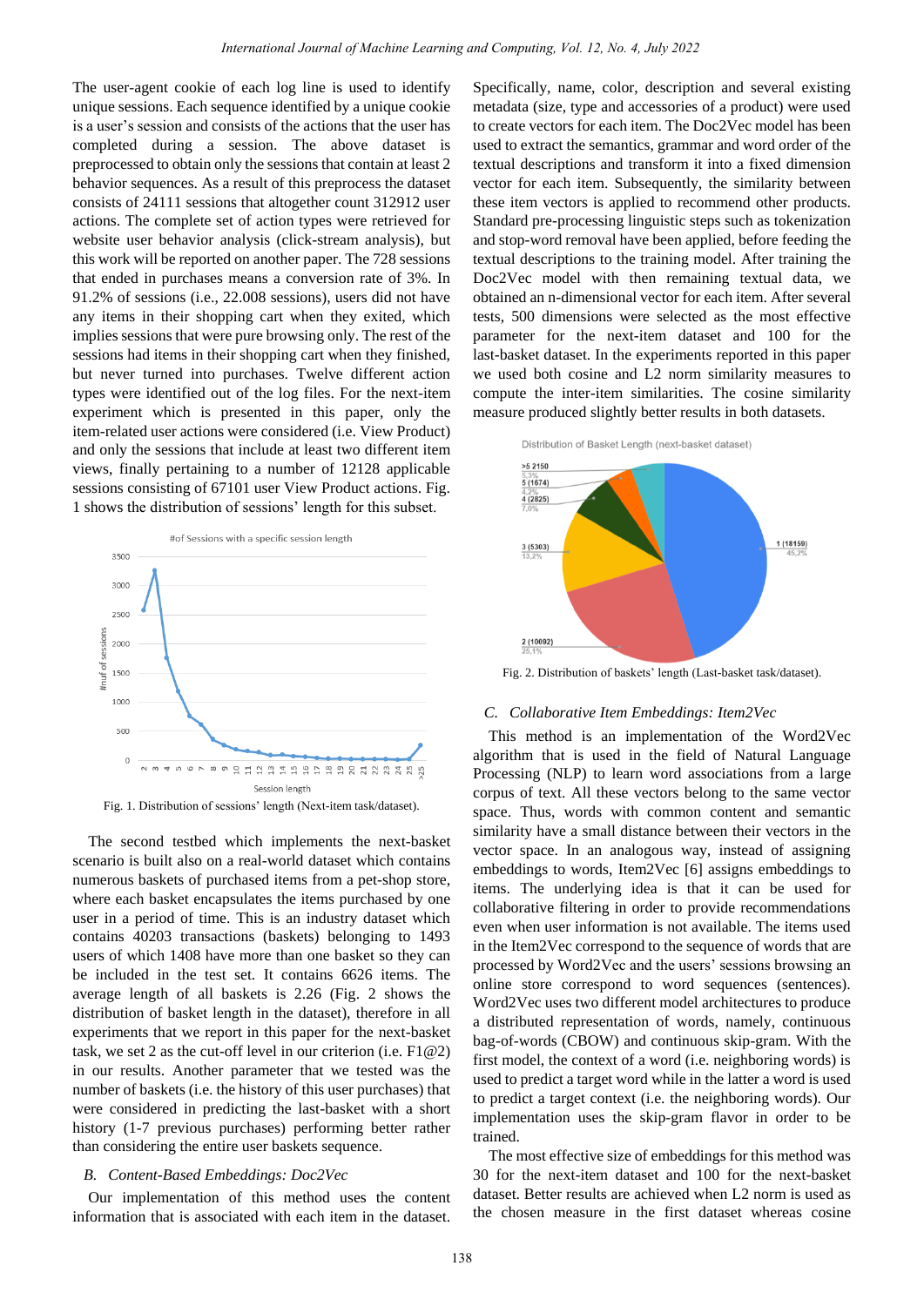The user-agent cookie of each log line is used to identify unique sessions. Each sequence identified by a unique cookie is a user's session and consists of the actions that the user has completed during a session. The above dataset is preprocessed to obtain only the sessions that contain at least 2 behavior sequences. As a result of this preprocess the dataset consists of 24111 sessions that altogether count 312912 user actions. The complete set of action types were retrieved for website user behavior analysis (click-stream analysis), but this work will be reported on another paper. The 728 sessions that ended in purchases means a conversion rate of 3%. In 91.2% of sessions (i.e., 22.008 sessions), users did not have any items in their shopping cart when they exited, which implies sessions that were pure browsing only. The rest of the sessions had items in their shopping cart when they finished, but never turned into purchases. Twelve different action types were identified out of the log files. For the next-item experiment which is presented in this paper, only the item-related user actions were considered (i.e. View Product) and only the sessions that include at least two different item views, finally pertaining to a number of 12128 applicable sessions consisting of 67101 user View Product actions. Fig. 1 shows the distribution of sessions' length for this subset.

Fig. 1. Distribution of sessions' length (Next-item task/dataset).

The second testbed which implements the next-basket scenario is built also on a real-world dataset which contains numerous baskets of purchased items from a pet-shop store, where each basket encapsulates the items purchased by one user in a period of time. This is an industry dataset which contains 40203 transactions (baskets) belonging to 1493 users of which 1408 have more than one basket so they can be included in the test set. It contains 6626 items. The average length of all baskets is 2.26 (Fig. 2 shows the distribution of basket length in the dataset), therefore in all experiments that we report in this paper for the next-basket task, we set 2 as the cut-off level in our criterion (i.e. F1@2) in our results. Another parameter that we tested was the number of baskets (i.e. the history of this user purchases) that were considered in predicting the last-basket with a short history (1-7 previous purchases) performing better rather than considering the entire user baskets sequence.

### B. Content-Based Embeddings: Doc2Vec

Our implementation of this method uses the content information that is associated with each item in the dataset. Specifically, name, color, description and several existing metadata (size, type and accessories of a product) were used to create vectors for each item. The Doc2Vec model has been used to extract the semantics, grammar and word order of the textual descriptions and transform it into a fixed dimension vector for each item. Subsequently, the similarity between these item vectors is applied to recommend other products. Standard pre-processing linguistic steps such as tokenization and stop-word removal have been applied, before feeding the textual descriptions to the training model. After training the Doc2Vec model with then remaining textual data, we obtained an n-dimensional vector for each item. After several tests, 500 dimensions were selected as the most effective parameter for the next-item dataset and 100 for the last-basket dataset. In the experiments reported in this paper we used both cosine and L2 norm similarity measures to compute the inter-item similarities. The cosine similarity measure produced slightly better results in both datasets.

Fig. 2. Distribution of baskets' length (Last-basket task/dataset).

### C. Collaborative Item Embeddings: Item2Vec

This method is an implementation of the Word2Vec algorithm that is used in the field of Natural Language Processing (NLP) to learn word associations from a large corpus of text. All these vectors belong to the same vector space. Thus, words with common content and semantic similarity have a small distance between their vectors in the vector space. In an analogous way, instead of assigning embeddings to words, Item2Vec [6] assigns embeddings to items. The underlying idea is that it can be used for collaborative filtering in order to provide recommendations even when user information is not available. The items used in the Item2Vec correspond to the sequence of words that are processed by Word2Vec and the users' sessions browsing an online store correspond to word sequences (sentences). Word2Vec uses two different model architectures to produce a distributed representation of words, namely, continuous bag-of-words (CBOW) and continuous skip-gram. With the first model, the context of a word (i.e. neighboring words) is used to predict a target word while in the latter a word is used to predict a target context (i.e. the neighboring words). Our implementation uses the skip-gram flavor in order to be trained.

The most effective size of embeddings for this method was 30 for the next-item dataset and 100 for the next-basket dataset. Better results are achieved when L2 norm is used as the chosen measure in the first dataset whereas cosine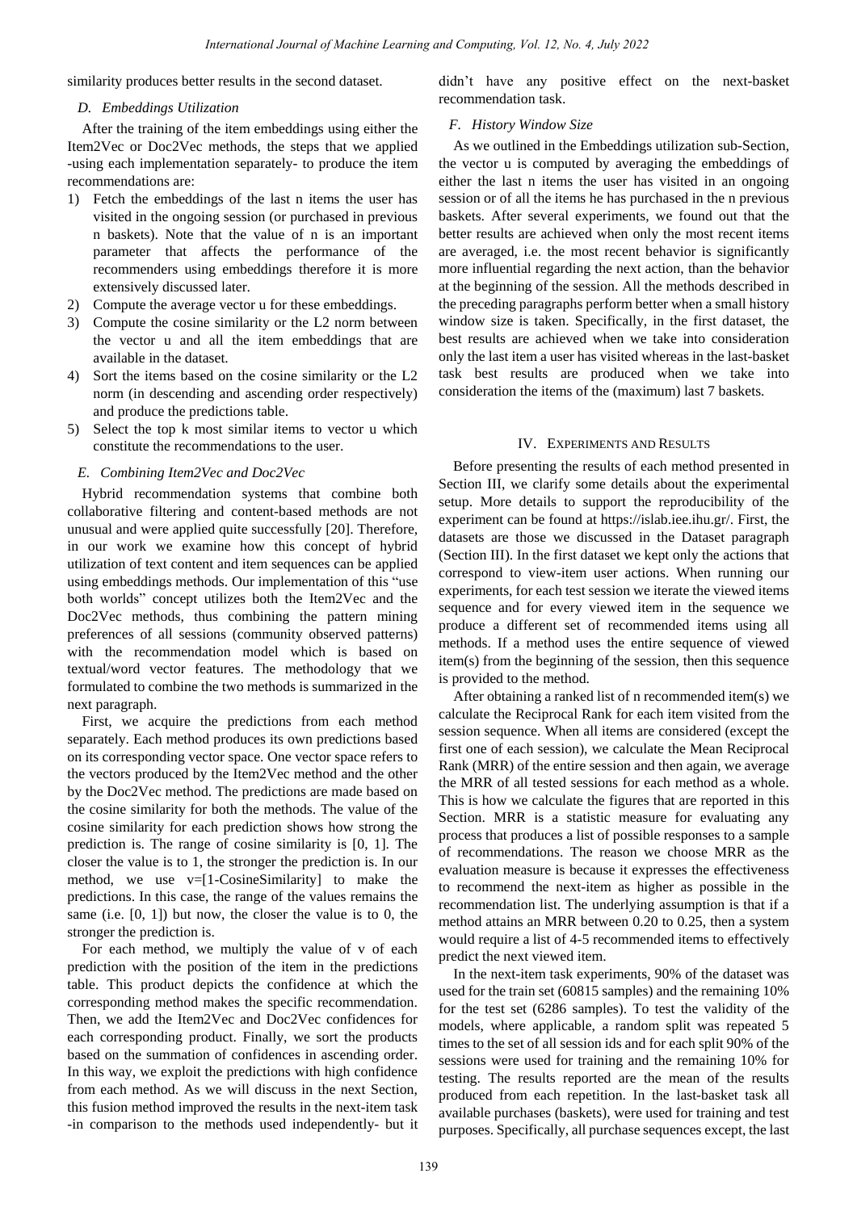similarity produces better results in the second dataset.

### D. Embeddings Utilization

After the training of the item embeddings using either the Item2Vec or Doc2Vec methods, the steps that we applied -using each implementation separately- to produce the item recommendations are:

1) Fetch the embeddings of the last n items the user has visited in the ongoing session (or purchased in previous n baskets). Note that the value of n is an important parameter that affects the performance of the recommenders using embeddings therefore it is more extensively discussed later.
2) Compute the average vector u for these embeddings.
3) Compute the cosine similarity or the L2 norm between the vector u and all the item embeddings that are available in the dataset.
4) Sort the items based on the cosine similarity or the L2 norm (in descending and ascending order respectively) and produce the predictions table.
5) Select the top k most similar items to vector u which constitute the recommendations to the user.

### E. Combining Item2Vec and Doc2Vec

Hybrid recommendation systems that combine both collaborative filtering and content-based methods are not unusual and were applied quite successfully [20]. Therefore, in our work we examine how this concept of hybrid utilization of text content and item sequences can be applied using embeddings methods. Our implementation of this "use both worlds" concept utilizes both the Item2Vec and the Doc2Vec methods, thus combining the pattern mining preferences of all sessions (community observed patterns) with the recommendation model which is based on textual/word vector features. The methodology that we formulated to combine the two methods is summarized in the next paragraph.

First, we acquire the predictions from each method separately. Each method produces its own predictions based on its corresponding vector space. One vector space refers to the vectors produced by the Item2Vec method and the other by the Doc2Vec method. The predictions are made based on the cosine similarity for both the methods. The value of the cosine similarity for each prediction shows how strong the prediction is. The range of cosine similarity is [0, 1]. The closer the value is to 1, the stronger the prediction is. In our method, we use v=[1-CosineSimilarity] to make the predictions. In this case, the range of the values remains the same (i.e. [0, 1]) but now, the closer the value is to 0, the stronger the prediction is.

For each method, we multiply the value of v of each prediction with the position of the item in the predictions table. This product depicts the confidence at which the corresponding method makes the specific recommendation. Then, we add the Item2Vec and Doc2Vec confidences for each corresponding product. Finally, we sort the products based on the summation of confidences in ascending order. In this way, we exploit the predictions with high confidence from each method. As we will discuss in the next Section, this fusion method improved the results in the next-item task -in comparison to the methods used independently- but it didn't have any positive effect on the next-basket recommendation task.

### F. History Window Size

As we outlined in the Embeddings utilization sub-Section, the vector u is computed by averaging the embeddings of either the last n items the user has visited in an ongoing session or of all the items he has purchased in the n previous baskets. After several experiments, we found out that the better results are achieved when only the most recent items are averaged, i.e. the most recent behavior is significantly more influential regarding the next action, than the behavior at the beginning of the session. All the methods described in the preceding paragraphs perform better when a small history window size is taken. Specifically, in the first dataset, the best results are achieved when we take into consideration only the last item a user has visited whereas in the last-basket task best results are produced when we take into consideration the items of the (maximum) last 7 baskets.

## IV. Experiments and Results

Before presenting the results of each method presented in Section III, we clarify some details about the experimental setup. More details to support the reproducibility of the experiment can be found at https://islab.iee.ihu.gr/. First, the datasets are those we discussed in the Dataset paragraph (Section III). In the first dataset we kept only the actions that correspond to view-item user actions. When running our experiments, for each test session we iterate the viewed items sequence and for every viewed item in the sequence we produce a different set of recommended items using all methods. If a method uses the entire sequence of viewed item(s) from the beginning of the session, then this sequence is provided to the method.

After obtaining a ranked list of n recommended item(s) we calculate the Reciprocal Rank for each item visited from the session sequence. When all items are considered (except the first one of each session), we calculate the Mean Reciprocal Rank (MRR) of the entire session and then again, we average the MRR of all tested sessions for each method as a whole. This is how we calculate the figures that are reported in this Section. MRR is a statistic measure for evaluating any process that produces a list of possible responses to a sample of recommendations. The reason we choose MRR as the evaluation measure is because it expresses the effectiveness to recommend the next-item as higher as possible in the recommendation list. The underlying assumption is that if a method attains an MRR between 0.20 to 0.25, then a system would require a list of 4-5 recommended items to effectively predict the next viewed item.

In the next-item task experiments, 90% of the dataset was used for the train set (60815 samples) and the remaining 10% for the test set (6286 samples). To test the validity of the models, where applicable, a random split was repeated 5 times to the set of all session ids and for each split 90% of the sessions were used for training and the remaining 10% for testing. The results reported are the mean of the results produced from each repetition. In the last-basket task all available purchases (baskets), were used for training and test purposes. Specifically, all purchase sequences except, the last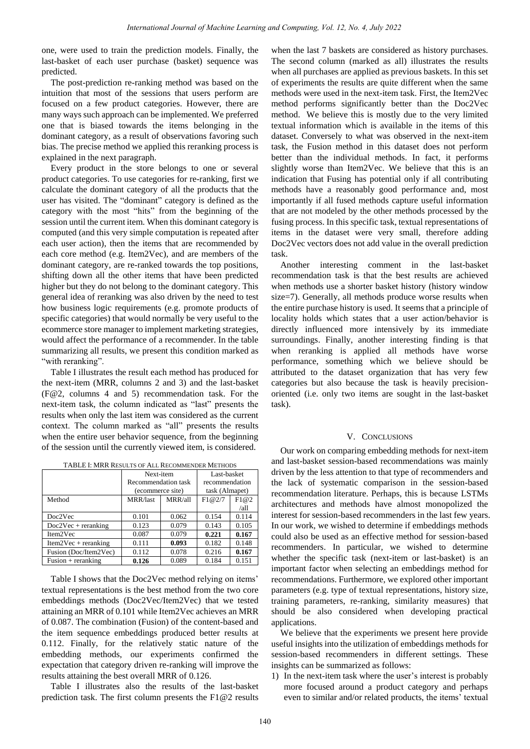one, were used to train the prediction models. Finally, the last-basket of each user purchase (basket) sequence was predicted.

The post-prediction re-ranking method was based on the intuition that most of the sessions that users perform are focused on a few product categories. However, there are many ways such approach can be implemented. We preferred one that is biased towards the items belonging in the dominant category, as a result of observations favoring such bias. The precise method we applied this reranking process is explained in the next paragraph.

Every product in the store belongs to one or several product categories. To use categories for re-ranking, first we calculate the dominant category of all the products that the user has visited. The "dominant" category is defined as the category with the most "hits" from the beginning of the session until the current item. When this dominant category is computed (and this very simple computation is repeated after each user action), then the items that are recommended by each core method (e.g. Item2Vec), and are members of the dominant category, are re-ranked towards the top positions, shifting down all the other items that have been predicted higher but they do not belong to the dominant category. This general idea of reranking was also driven by the need to test how business logic requirements (e.g. promote products of specific categories) that would normally be very useful to the ecommerce store manager to implement marketing strategies, would affect the performance of a recommender. In the table summarizing all results, we present this condition marked as "with reranking".

Table I illustrates the result each method has produced for the next-item (MRR, columns 2 and 3) and the last-basket (F@2, columns 4 and 5) recommendation task. For the next-item task, the column indicated as "last" presents the results when only the last item was considered as the current context. The column marked as "all" presents the results when the entire user behavior sequence, from the beginning of the session until the currently viewed item, is considered.

TABLE I: MRR RESULTS OF ALL RECOMMENDER METHODS

| | Next-item Recommendation task (ecommerce site) | | Last-basket recommendation task (Almapet) | |
|---|---|---|---|---|
| Method | MRR/last | MRR/all | F1@2/7 | F1@2 /all |
| Doc2Vec | 0.101 | 0.062 | 0.154 | 0.114 |
| Doc2Vec + reranking | 0.123 | 0.079 | 0.143 | 0.105 |
| Item2Vec | 0.087 | 0.079 | **0.221** | **0.167** |
| Item2Vec + reranking | 0.111 | **0.093** | 0.182 | 0.148 |
| Fusion (Doc/Item2Vec) | 0.112 | 0.078 | 0.216 | **0.167** |
| Fusion + reranking | **0.126** | 0.089 | 0.184 | 0.151 |

Table I shows that the Doc2Vec method relying on items' textual representations is the best method from the two core embeddings methods (Doc2Vec/Item2Vec) that we tested attaining an MRR of 0.101 while Item2Vec achieves an MRR of 0.087. The combination (Fusion) of the content-based and the item sequence embeddings produced better results at 0.112. Finally, for the relatively static nature of the embedding methods, our experiments confirmed the expectation that category driven re-ranking will improve the results attaining the best overall MRR of 0.126.

Table I illustrates also the results of the last-basket prediction task. The first column presents the F1@2 results when the last 7 baskets are considered as history purchases. The second column (marked as all) illustrates the results when all purchases are applied as previous baskets. In this set of experiments the results are quite different when the same methods were used in the next-item task. First, the Item2Vec method performs significantly better than the Doc2Vec method. We believe this is mostly due to the very limited textual information which is available in the items of this dataset. Conversely to what was observed in the next-item task, the Fusion method in this dataset does not perform better than the individual methods. In fact, it performs slightly worse than Item2Vec. We believe that this is an indication that Fusing has potential only if all contributing methods have a reasonably good performance and, most importantly if all fused methods capture useful information that are not modeled by the other methods processed by the fusing process. In this specific task, textual representations of items in the dataset were very small, therefore adding Doc2Vec vectors does not add value in the overall prediction task.

Another interesting comment in the last-basket recommendation task is that the best results are achieved when methods use a shorter basket history (history window size=7). Generally, all methods produce worse results when the entire purchase history is used. It seems that a principle of locality holds which states that a user action/behavior is directly influenced more intensively by its immediate surroundings. Finally, another interesting finding is that when reranking is applied all methods have worse performance, something which we believe should be attributed to the dataset organization that has very few categories but also because the task is heavily precision-oriented (i.e. only two items are sought in the last-basket task).

## V. CONCLUSIONS

Our work on comparing embedding methods for next-item and last-basket session-based recommendations was mainly driven by the less attention to that type of recommenders and the lack of systematic comparison in the session-based recommendation literature. Perhaps, this is because LSTMs architectures and methods have almost monopolized the interest for session-based recommenders in the last few years. In our work, we wished to determine if embeddings methods could also be used as an effective method for session-based recommenders. In particular, we wished to determine whether the specific task (next-item or last-basket) is an important factor when selecting an embeddings method for recommendations. Furthermore, we explored other important parameters (e.g. type of textual representations, history size, training parameters, re-ranking, similarity measures) that should be also considered when developing practical applications.

We believe that the experiments we present here provide useful insights into the utilization of embeddings methods for session-based recommenders in different settings. These insights can be summarized as follows:

1) In the next-item task where the user's interest is probably more focused around a product category and perhaps even to similar and/or related products, the items' textual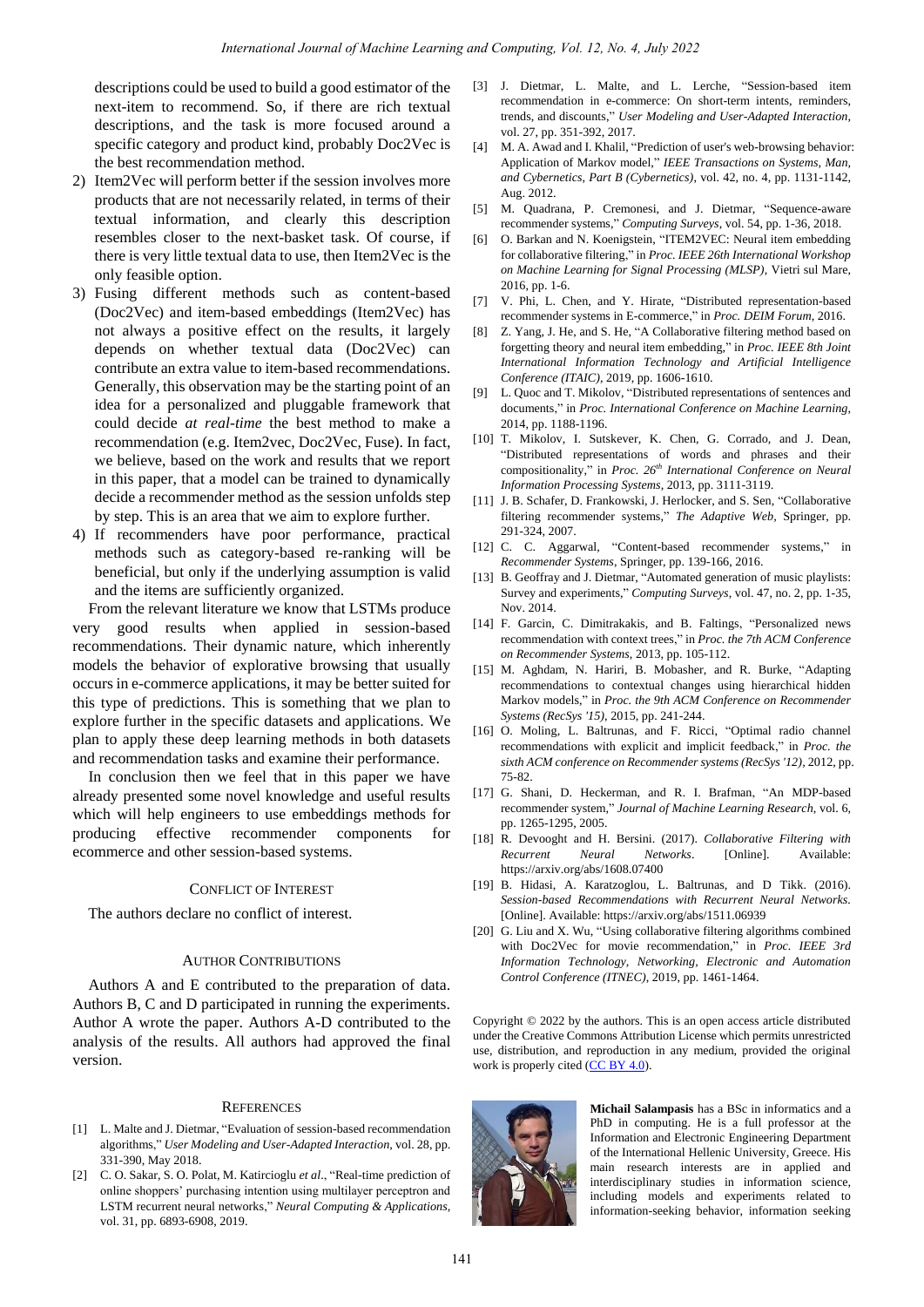descriptions could be used to build a good estimator of the next-item to recommend. So, if there are rich textual descriptions, and the task is more focused around a specific category and product kind, probably Doc2Vec is the best recommendation method.

2) Item2Vec will perform better if the session involves more products that are not necessarily related, in terms of their textual information, and clearly this description resembles closer to the next-basket task. Of course, if there is very little textual data to use, then Item2Vec is the only feasible option.
3) Fusing different methods such as content-based (Doc2Vec) and item-based embeddings (Item2Vec) has not always a positive effect on the results, it largely depends on whether textual data (Doc2Vec) can contribute an extra value to item-based recommendations. Generally, this observation may be the starting point of an idea for a personalized and pluggable framework that could decide *at real-time* the best method to make a recommendation (e.g. Item2vec, Doc2Vec, Fuse). In fact, we believe, based on the work and results that we report in this paper, that a model can be trained to dynamically decide a recommender method as the session unfolds step by step. This is an area that we aim to explore further.
4) If recommenders have poor performance, practical methods such as category-based re-ranking will be beneficial, but only if the underlying assumption is valid and the items are sufficiently organized.

From the relevant literature we know that LSTMs produce very good results when applied in session-based recommendations. Their dynamic nature, which inherently models the behavior of explorative browsing that usually occurs in e-commerce applications, it may be better suited for this type of predictions. This is something that we plan to explore further in the specific datasets and applications. We plan to apply these deep learning methods in both datasets and recommendation tasks and examine their performance.

In conclusion then we feel that in this paper we have already presented some novel knowledge and useful results which will help engineers to use embeddings methods for producing effective recommender components for ecommerce and other session-based systems.

## Conflict of Interest

The authors declare no conflict of interest.

## Author Contributions

Authors A and E contributed to the preparation of data. Authors B, C and D participated in running the experiments. Author A wrote the paper. Authors A-D contributed to the analysis of the results. All authors had approved the final version.

## References

[1] L. Malte and J. Dietmar, "Evaluation of session-based recommendation algorithms," *User Modeling and User-Adapted Interaction*, vol. 28, pp. 331-390, May 2018.

[2] C. O. Sakar, S. O. Polat, M. Katircioglu *et al*., "Real-time prediction of online shoppers' purchasing intention using multilayer perceptron and LSTM recurrent neural networks," *Neural Computing & Applications*, vol. 31, pp. 6893-6908, 2019.

[3] J. Dietmar, L. Malte, and L. Lerche, "Session-based item recommendation in e-commerce: On short-term intents, reminders, trends, and discounts," *User Modeling and User-Adapted Interaction*, vol. 27, pp. 351-392, 2017.

[4] M. A. Awad and I. Khalil, "Prediction of user's web-browsing behavior: Application of Markov model," *IEEE Transactions on Systems, Man, and Cybernetics, Part B (Cybernetics)*, vol. 42, no. 4, pp. 1131-1142, Aug. 2012.

[5] M. Quadrana, P. Cremonesi, and J. Dietmar, "Sequence-aware recommender systems," *Computing Surveys*, vol. 54, pp. 1-36, 2018.

[6] O. Barkan and N. Koenigstein, "ITEM2VEC: Neural item embedding for collaborative filtering," in *Proc. IEEE 26th International Workshop on Machine Learning for Signal Processing (MLSP)*, Vietri sul Mare, 2016, pp. 1-6.

[7] V. Phi, L. Chen, and Y. Hirate, "Distributed representation-based recommender systems in E-commerce," in *Proc. DEIM Forum*, 2016.

[8] Z. Yang, J. He, and S. He, "A Collaborative filtering method based on forgetting theory and neural item embedding," in *Proc. IEEE 8th Joint International Information Technology and Artificial Intelligence Conference (ITAIC)*, 2019, pp. 1606-1610.

[9] L. Quoc and T. Mikolov, "Distributed representations of sentences and documents," in *Proc. International Conference on Machine Learning*, 2014, pp. 1188-1196.

[10] T. Mikolov, I. Sutskever, K. Chen, G. Corrado, and J. Dean, "Distributed representations of words and phrases and their compositionality," in *Proc. 26th International Conference on Neural Information Processing Systems*, 2013, pp. 3111-3119.

[11] J. B. Schafer, D. Frankowski, J. Herlocker, and S. Sen, "Collaborative filtering recommender systems," *The Adaptive Web*, Springer, pp. 291-324, 2007.

[12] C. C. Aggarwal, "Content-based recommender systems," in *Recommender Systems*, Springer, pp. 139-166, 2016.

[13] B. Geoffray and J. Dietmar, "Automated generation of music playlists: Survey and experiments," *Computing Surveys*, vol. 47, no. 2, pp. 1-35, Nov. 2014.

[14] F. Garcin, C. Dimitrakakis, and B. Faltings, "Personalized news recommendation with context trees," in *Proc. the 7th ACM Conference on Recommender Systems*, 2013, pp. 105-112.

[15] M. Aghdam, N. Hariri, B. Mobasher, and R. Burke, "Adapting recommendations to contextual changes using hierarchical hidden Markov models," in *Proc. the 9th ACM Conference on Recommender Systems (RecSys '15)*, 2015, pp. 241-244.

[16] O. Moling, L. Baltrunas, and F. Ricci, "Optimal radio channel recommendations with explicit and implicit feedback," in *Proc. the sixth ACM conference on Recommender systems (RecSys '12)*, 2012, pp. 75-82.

[17] G. Shani, D. Heckerman, and R. I. Brafman, "An MDP-based recommender system," *Journal of Machine Learning Research*, vol. 6, pp. 1265-1295, 2005.

[18] R. Devooght and H. Bersini. (2017). *Collaborative Filtering with Recurrent Neural Networks*. [Online]. Available: https://arxiv.org/abs/1608.07400

[19] B. Hidasi, A. Karatzoglou, L. Baltrunas, and D Tikk. (2016). *Session-based Recommendations with Recurrent Neural Networks*. [Online]. Available: https://arxiv.org/abs/1511.06939

[20] G. Liu and X. Wu, "Using collaborative filtering algorithms combined with Doc2Vec for movie recommendation," in *Proc. IEEE 3rd Information Technology, Networking, Electronic and Automation Control Conference (ITNEC)*, 2019, pp. 1461-1464.

Copyright © 2022 by the authors. This is an open access article distributed under the Creative Commons Attribution License which permits unrestricted use, distribution, and reproduction in any medium, provided the original work is properly cited (CC BY 4.0).

**Michail Salampasis** has a BSc in informatics and a PhD in computing. He is a full professor at the Information and Electronic Engineering Department of the International Hellenic University, Greece. His main research interests are in applied and interdisciplinary studies in information science, including models and experiments related to information-seeking behavior, information seeking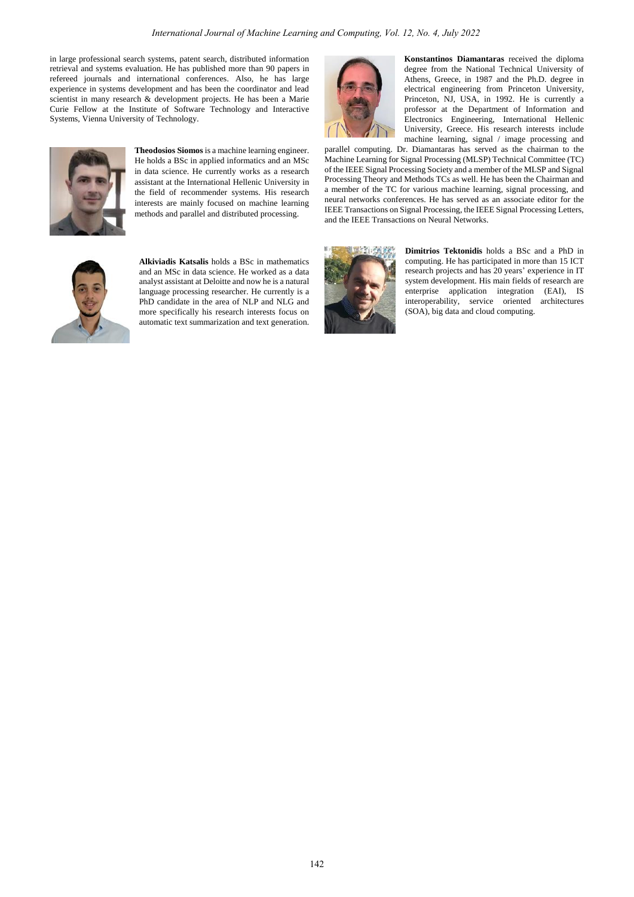in large professional search systems, patent search, distributed information retrieval and systems evaluation. He has published more than 90 papers in refereed journals and international conferences. Also, he has large experience in systems development and has been the coordinator and lead scientist in many research & development projects. He has been a Marie Curie Fellow at the Institute of Software Technology and Interactive Systems, Vienna University of Technology.

**Theodosios Siomos** is a machine learning engineer. He holds a BSc in applied informatics and an MSc in data science. He currently works as a research assistant at the International Hellenic University in the field of recommender systems. His research interests are mainly focused on machine learning methods and parallel and distributed processing.

**Alkiviadis Katsalis** holds a BSc in mathematics and an MSc in data science. He worked as a data analyst assistant at Deloitte and now he is a natural language processing researcher. He currently is a PhD candidate in the area of NLP and NLG and more specifically his research interests focus on automatic text summarization and text generation.

**Konstantinos Diamantaras** received the diploma degree from the National Technical University of Athens, Greece, in 1987 and the Ph.D. degree in electrical engineering from Princeton University, Princeton, NJ, USA, in 1992. He is currently a professor at the Department of Information and Electronics Engineering, International Hellenic University, Greece. His research interests include machine learning, signal / image processing and parallel computing. Dr. Diamantaras has served as the chairman to the Machine Learning for Signal Processing (MLSP) Technical Committee (TC) of the IEEE Signal Processing Society and a member of the MLSP and Signal Processing Theory and Methods TCs as well. He has been the Chairman and a member of the TC for various machine learning, signal processing, and neural networks conferences. He has served as an associate editor for the IEEE Transactions on Signal Processing, the IEEE Signal Processing Letters, and the IEEE Transactions on Neural Networks.

**Dimitrios Tektonidis** holds a BSc and a PhD in computing. He has participated in more than 15 ICT research projects and has 20 years' experience in IT system development. His main fields of research are enterprise application integration (EAI), IS interoperability, service oriented architectures (SOA), big data and cloud computing.